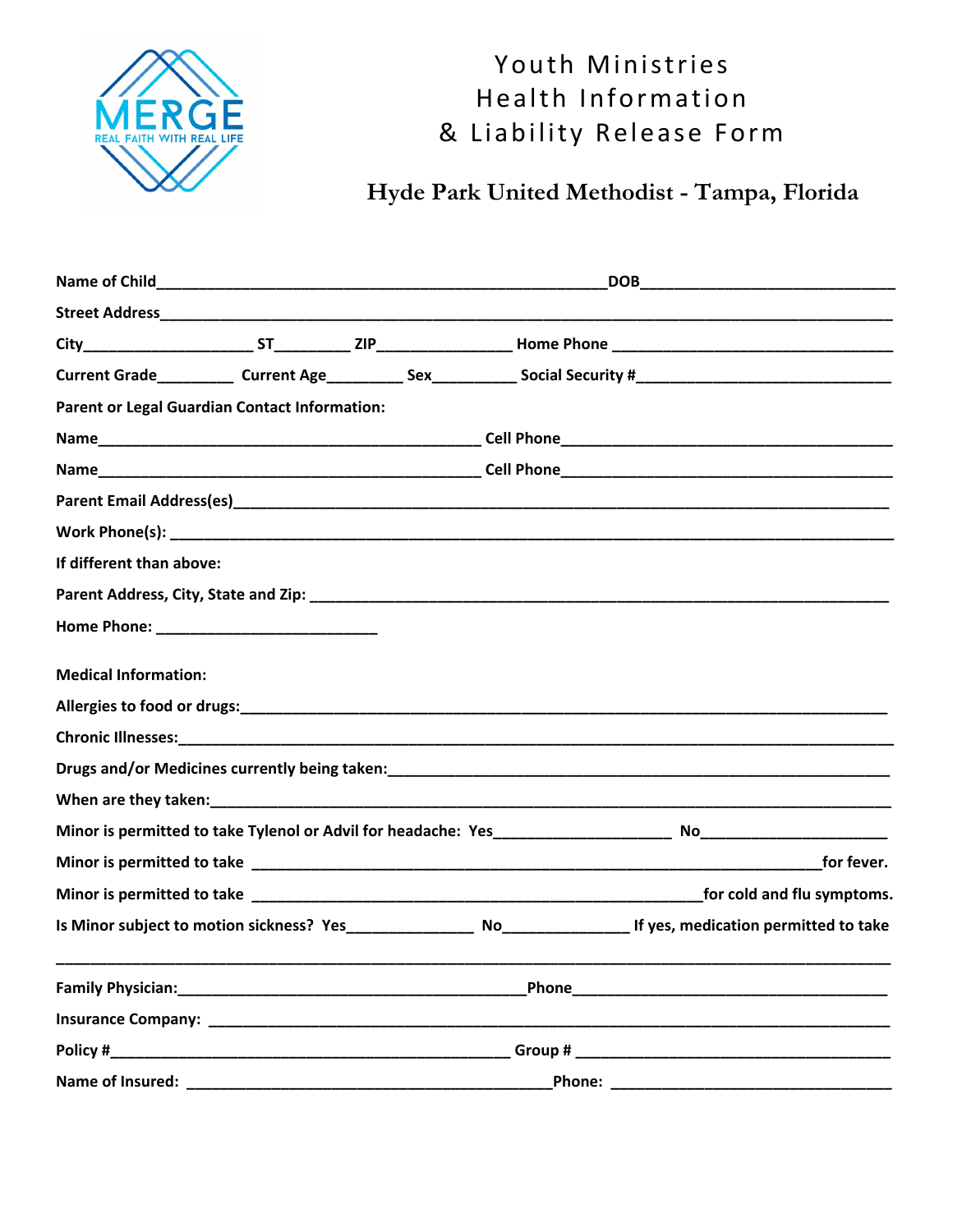MERGE
REAL FAITH WITH REAL LIFE

# Youth Ministries Health Information & Liability Release Form

## Hyde Park United Methodist - Tampa, Florida

**Name of Child**_______________________________________________________**DOB**______________________________

**Street Address**_______________________________________________________________________________________

**City**____________________ **ST**_________ **ZIP**_______________ **Home Phone** _________________________________

**Current Grade**_________ **Current Age**_________ **Sex**__________ **Social Security #**_____________________________

**Parent or Legal Guardian Contact Information:**

**Name**______________________________________________ **Cell Phone**_______________________________________

**Name**______________________________________________ **Cell Phone**_______________________________________

**Parent Email Address(es)**_______________________________________________________________________________

**Work Phone(s):** _______________________________________________________________________________________

**If different than above:**

**Parent Address, City, State and Zip:** ______________________________________________________________________

**Home Phone:** ___________________________

**Medical Information:**

**Allergies to food or drugs:**______________________________________________________________________________

**Chronic Illnesses:**_____________________________________________________________________________________

**Drugs and/or Medicines currently being taken:**______________________________________________________________

**When are they taken:**__________________________________________________________________________________

**Minor is permitted to take Tylenol or Advil for headache: Yes**_____________________ **No**______________________

**Minor is permitted to take** ___________________________________________________________________**for fever.**

**Minor is permitted to take** ______________________________________________________**for cold and flu symptoms.**

**Is Minor subject to motion sickness? Yes**_______________ **No**_______________ **If yes, medication permitted to take**

_______________________________________________________________________________________________________

**Family Physician:**_________________________________________**Phone**_____________________________________

**Insurance Company:** ___________________________________________________________________________________

**Policy #**_________________________________________________ **Group #** _____________________________________

**Name of Insured:** ____________________________________________**Phone:** __________________________________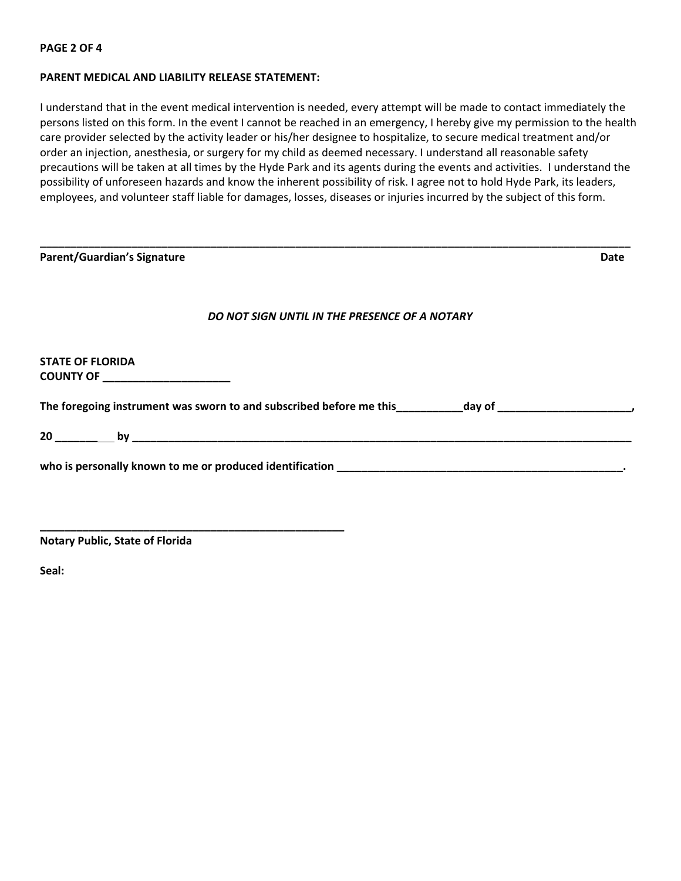**PARENT MEDICAL AND LIABILITY RELEASE STATEMENT:**

I understand that in the event medical intervention is needed, every attempt will be made to contact immediately the persons listed on this form. In the event I cannot be reached in an emergency, I hereby give my permission to the health care provider selected by the activity leader or his/her designee to hospitalize, to secure medical treatment and/or order an injection, anesthesia, or surgery for my child as deemed necessary. I understand all reasonable safety precautions will be taken at all times by the Hyde Park and its agents during the events and activities. I understand the possibility of unforeseen hazards and know the inherent possibility of risk. I agree not to hold Hyde Park, its leaders, employees, and volunteer staff liable for damages, losses, diseases or injuries incurred by the subject of this form.

\_\_\_\_\_\_\_\_\_\_\_\_\_\_\_\_\_\_\_\_\_\_\_\_\_\_\_\_\_\_\_\_\_\_\_\_\_\_\_\_\_\_\_\_\_\_\_\_\_\_\_\_\_\_\_\_\_\_\_\_\_\_\_\_\_\_\_\_\_\_\_\_\_\_\_\_\_\_

**Parent/Guardian's Signature** **Date**

***DO NOT SIGN UNTIL IN THE PRESENCE OF A NOTARY***

**STATE OF FLORIDA**
**COUNTY OF \_\_\_\_\_\_\_\_\_\_\_\_\_\_\_\_\_\_\_\_\_**

**The foregoing instrument was sworn to and subscribed before me this\_\_\_\_\_\_\_\_\_\_\_day of \_\_\_\_\_\_\_\_\_\_\_\_\_\_\_\_\_\_\_\_\_\_,**

**20 \_\_\_\_\_\_\_\_\_\_ by \_\_\_\_\_\_\_\_\_\_\_\_\_\_\_\_\_\_\_\_\_\_\_\_\_\_\_\_\_\_\_\_\_\_\_\_\_\_\_\_\_\_\_\_\_\_\_\_\_\_\_\_\_\_\_\_\_\_\_\_\_\_\_\_\_\_\_\_\_\_\_\_\_\_\_\_\_\_\_\_**

**who is personally known to me or produced identification \_\_\_\_\_\_\_\_\_\_\_\_\_\_\_\_\_\_\_\_\_\_\_\_\_\_\_\_\_\_\_\_\_\_\_\_\_\_\_\_\_\_\_\_\_\_\_\_\_\_.**

\_\_\_\_\_\_\_\_\_\_\_\_\_\_\_\_\_\_\_\_\_\_\_\_\_\_\_\_\_\_\_\_\_\_\_\_\_\_\_\_\_\_\_\_\_\_\_\_\_\_\_

**Notary Public, State of Florida**

**Seal:**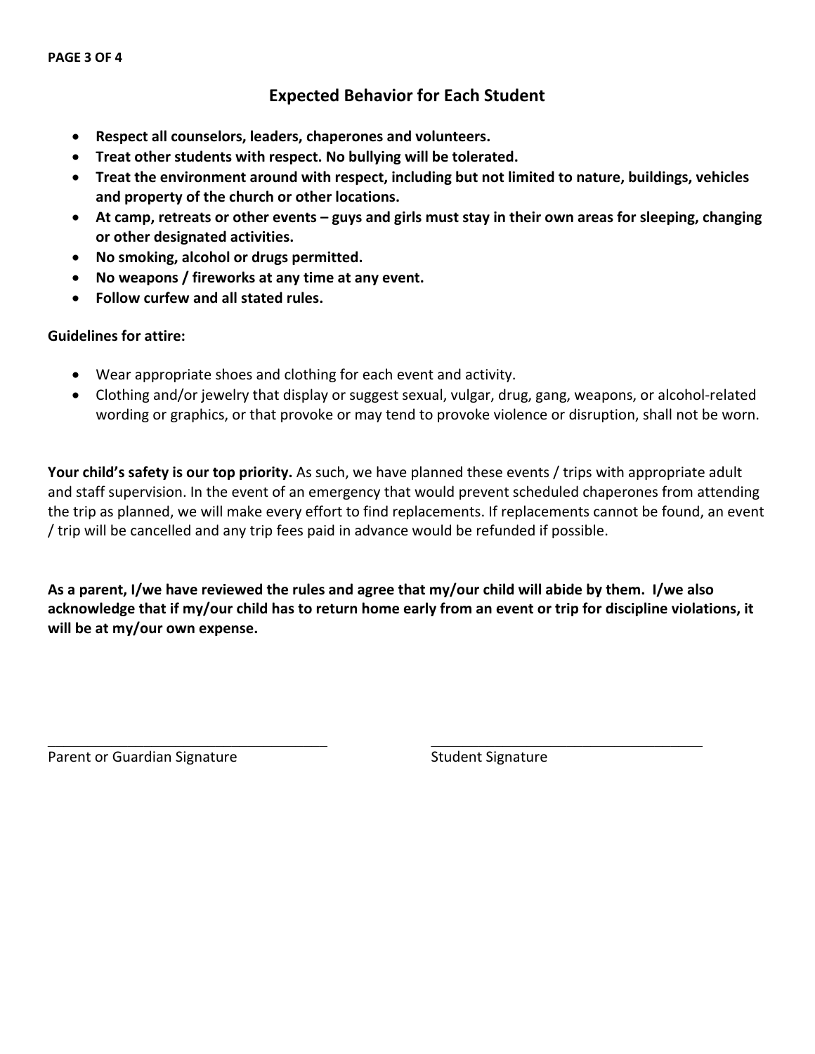## Expected Behavior for Each Student

- **Respect all counselors, leaders, chaperones and volunteers.**
- **Treat other students with respect. No bullying will be tolerated.**
- **Treat the environment around with respect, including but not limited to nature, buildings, vehicles and property of the church or other locations.**
- **At camp, retreats or other events – guys and girls must stay in their own areas for sleeping, changing or other designated activities.**
- **No smoking, alcohol or drugs permitted.**
- **No weapons / fireworks at any time at any event.**
- **Follow curfew and all stated rules.**

**Guidelines for attire:**

- Wear appropriate shoes and clothing for each event and activity.
- Clothing and/or jewelry that display or suggest sexual, vulgar, drug, gang, weapons, or alcohol-related wording or graphics, or that provoke or may tend to provoke violence or disruption, shall not be worn.

**Your child's safety is our top priority.** As such, we have planned these events / trips with appropriate adult and staff supervision. In the event of an emergency that would prevent scheduled chaperones from attending the trip as planned, we will make every effort to find replacements. If replacements cannot be found, an event / trip will be cancelled and any trip fees paid in advance would be refunded if possible.

**As a parent, I/we have reviewed the rules and agree that my/our child will abide by them. I/we also acknowledge that if my/our child has to return home early from an event or trip for discipline violations, it will be at my/our own expense.**

\_\_\_\_\_\_\_\_\_\_\_\_\_\_\_\_\_\_\_\_\_\_\_\_\_\_\_\_\_\_\_\_\_\_\_\_ \_\_\_\_\_\_\_\_\_\_\_\_\_\_\_\_\_\_\_\_\_\_\_\_\_\_\_\_\_\_\_\_\_\_\_\_

Parent or Guardian Signature Student Signature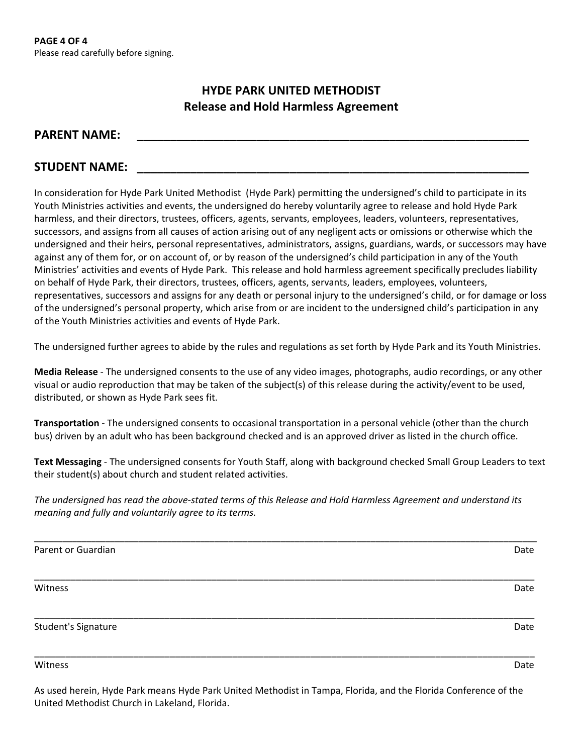Please read carefully before signing.

## HYDE PARK UNITED METHODIST
## Release and Hold Harmless Agreement

**PARENT NAME:** ____________________________________________________________

**STUDENT NAME:** ____________________________________________________________

In consideration for Hyde Park United Methodist (Hyde Park) permitting the undersigned's child to participate in its Youth Ministries activities and events, the undersigned do hereby voluntarily agree to release and hold Hyde Park harmless, and their directors, trustees, officers, agents, servants, employees, leaders, volunteers, representatives, successors, and assigns from all causes of action arising out of any negligent acts or omissions or otherwise which the undersigned and their heirs, personal representatives, administrators, assigns, guardians, wards, or successors may have against any of them for, or on account of, or by reason of the undersigned's child participation in any of the Youth Ministries' activities and events of Hyde Park. This release and hold harmless agreement specifically precludes liability on behalf of Hyde Park, their directors, trustees, officers, agents, servants, leaders, employees, volunteers, representatives, successors and assigns for any death or personal injury to the undersigned's child, or for damage or loss of the undersigned's personal property, which arise from or are incident to the undersigned child's participation in any of the Youth Ministries activities and events of Hyde Park.

The undersigned further agrees to abide by the rules and regulations as set forth by Hyde Park and its Youth Ministries.

**Media Release** - The undersigned consents to the use of any video images, photographs, audio recordings, or any other visual or audio reproduction that may be taken of the subject(s) of this release during the activity/event to be used, distributed, or shown as Hyde Park sees fit.

**Transportation** - The undersigned consents to occasional transportation in a personal vehicle (other than the church bus) driven by an adult who has been background checked and is an approved driver as listed in the church office.

**Text Messaging** - The undersigned consents for Youth Staff, along with background checked Small Group Leaders to text their student(s) about church and student related activities.

*The undersigned has read the above-stated terms of this Release and Hold Harmless Agreement and understand its meaning and fully and voluntarily agree to its terms.*

______________________________________________________________________________________

Parent or Guardian Date

______________________________________________________________________________________

Witness Date

______________________________________________________________________________________

Student's Signature Date

______________________________________________________________________________________

Witness Date

As used herein, Hyde Park means Hyde Park United Methodist in Tampa, Florida, and the Florida Conference of the United Methodist Church in Lakeland, Florida.